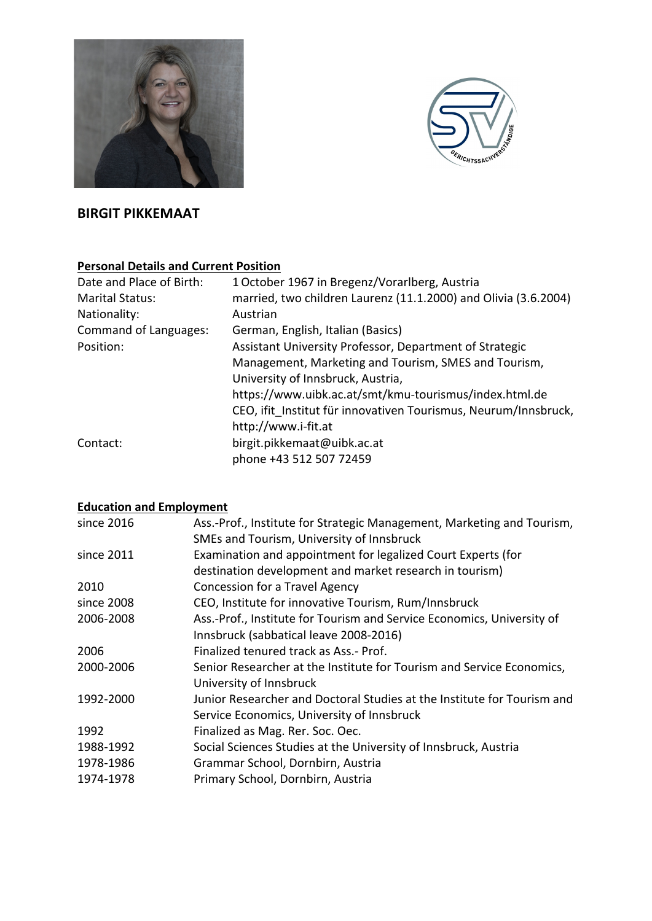# BIRGIT PIKKEMAAT

## Personal Details and Current Position

| | |
|---|---|
| Date and Place of Birth: | 1 October 1967 in Bregenz/Vorarlberg, Austria |
| Marital Status: | married, two children Laurenz (11.1.2000) and Olivia (3.6.2004) |
| Nationality: | Austrian |
| Command of Languages: | German, English, Italian (Basics) |
| Position: | Assistant University Professor, Department of Strategic Management, Marketing and Tourism, SMES and Tourism, University of Innsbruck, Austria, https://www.uibk.ac.at/smt/kmu-tourismus/index.html.de<br>CEO, ifit_Institut für innovativen Tourismus, Neurum/Innsbruck, http://www.i-fit.at |
| Contact: | birgit.pikkemaat@uibk.ac.at<br>phone +43 512 507 72459 |

## Education and Employment

| | |
|---|---|
| since 2016 | Ass.-Prof., Institute for Strategic Management, Marketing and Tourism, SMEs and Tourism, University of Innsbruck |
| since 2011 | Examination and appointment for legalized Court Experts (for destination development and market research in tourism) |
| 2010 | Concession for a Travel Agency |
| since 2008 | CEO, Institute for innovative Tourism, Rum/Innsbruck |
| 2006-2008 | Ass.-Prof., Institute for Tourism and Service Economics, University of Innsbruck (sabbatical leave 2008-2016) |
| 2006 | Finalized tenured track as Ass.- Prof. |
| 2000-2006 | Senior Researcher at the Institute for Tourism and Service Economics, University of Innsbruck |
| 1992-2000 | Junior Researcher and Doctoral Studies at the Institute for Tourism and Service Economics, University of Innsbruck |
| 1992 | Finalized as Mag. Rer. Soc. Oec. |
| 1988-1992 | Social Sciences Studies at the University of Innsbruck, Austria |
| 1978-1986 | Grammar School, Dornbirn, Austria |
| 1974-1978 | Primary School, Dornbirn, Austria |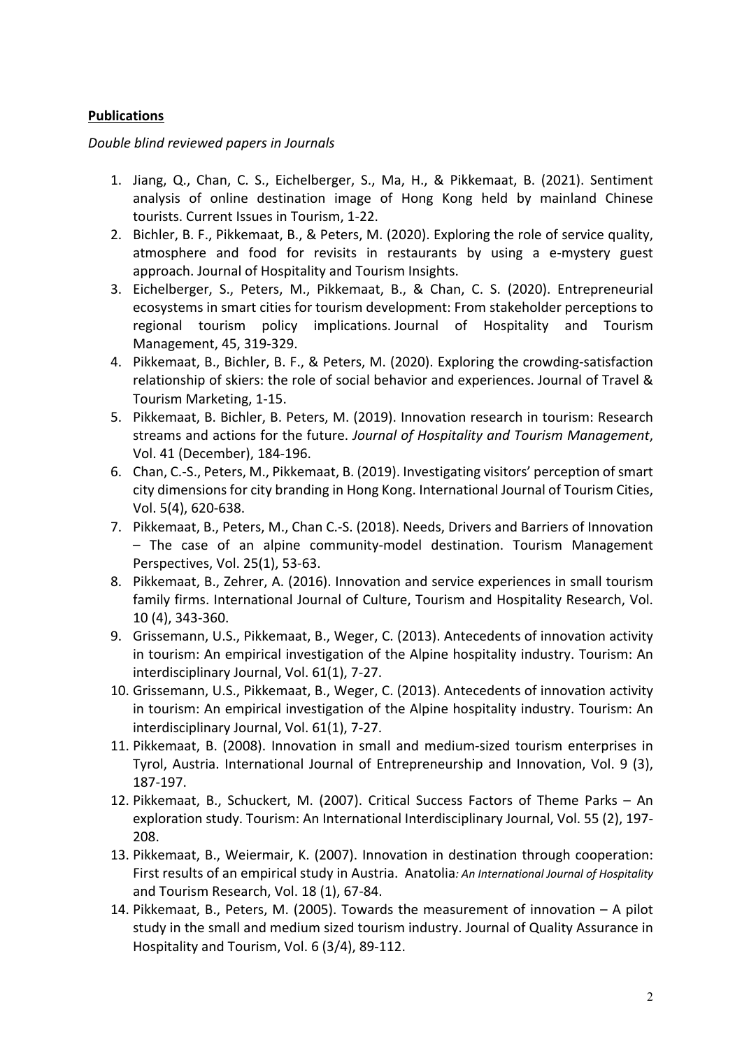**Publications**

*Double blind reviewed papers in Journals*

1. Jiang, Q., Chan, C. S., Eichelberger, S., Ma, H., & Pikkemaat, B. (2021). Sentiment analysis of online destination image of Hong Kong held by mainland Chinese tourists. Current Issues in Tourism, 1-22.
2. Bichler, B. F., Pikkemaat, B., & Peters, M. (2020). Exploring the role of service quality, atmosphere and food for revisits in restaurants by using a e-mystery guest approach. Journal of Hospitality and Tourism Insights.
3. Eichelberger, S., Peters, M., Pikkemaat, B., & Chan, C. S. (2020). Entrepreneurial ecosystems in smart cities for tourism development: From stakeholder perceptions to regional tourism policy implications. Journal of Hospitality and Tourism Management, 45, 319-329.
4. Pikkemaat, B., Bichler, B. F., & Peters, M. (2020). Exploring the crowding-satisfaction relationship of skiers: the role of social behavior and experiences. Journal of Travel & Tourism Marketing, 1-15.
5. Pikkemaat, B. Bichler, B. Peters, M. (2019). Innovation research in tourism: Research streams and actions for the future. *Journal of Hospitality and Tourism Management*, Vol. 41 (December), 184-196.
6. Chan, C.-S., Peters, M., Pikkemaat, B. (2019). Investigating visitors' perception of smart city dimensions for city branding in Hong Kong. International Journal of Tourism Cities, Vol. 5(4), 620-638.
7. Pikkemaat, B., Peters, M., Chan C.-S. (2018). Needs, Drivers and Barriers of Innovation – The case of an alpine community-model destination. Tourism Management Perspectives, Vol. 25(1), 53-63.
8. Pikkemaat, B., Zehrer, A. (2016). Innovation and service experiences in small tourism family firms. International Journal of Culture, Tourism and Hospitality Research, Vol. 10 (4), 343-360.
9. Grissemann, U.S., Pikkemaat, B., Weger, C. (2013). Antecedents of innovation activity in tourism: An empirical investigation of the Alpine hospitality industry. Tourism: An interdisciplinary Journal, Vol. 61(1), 7-27.
10. Grissemann, U.S., Pikkemaat, B., Weger, C. (2013). Antecedents of innovation activity in tourism: An empirical investigation of the Alpine hospitality industry. Tourism: An interdisciplinary Journal, Vol. 61(1), 7-27.
11. Pikkemaat, B. (2008). Innovation in small and medium-sized tourism enterprises in Tyrol, Austria. International Journal of Entrepreneurship and Innovation, Vol. 9 (3), 187-197.
12. Pikkemaat, B., Schuckert, M. (2007). Critical Success Factors of Theme Parks – An exploration study. Tourism: An International Interdisciplinary Journal, Vol. 55 (2), 197-208.
13. Pikkemaat, B., Weiermair, K. (2007). Innovation in destination through cooperation: First results of an empirical study in Austria. Anatolia*: An International Journal of Hospitality* and Tourism Research, Vol. 18 (1), 67-84.
14. Pikkemaat, B., Peters, M. (2005). Towards the measurement of innovation – A pilot study in the small and medium sized tourism industry. Journal of Quality Assurance in Hospitality and Tourism, Vol. 6 (3/4), 89-112.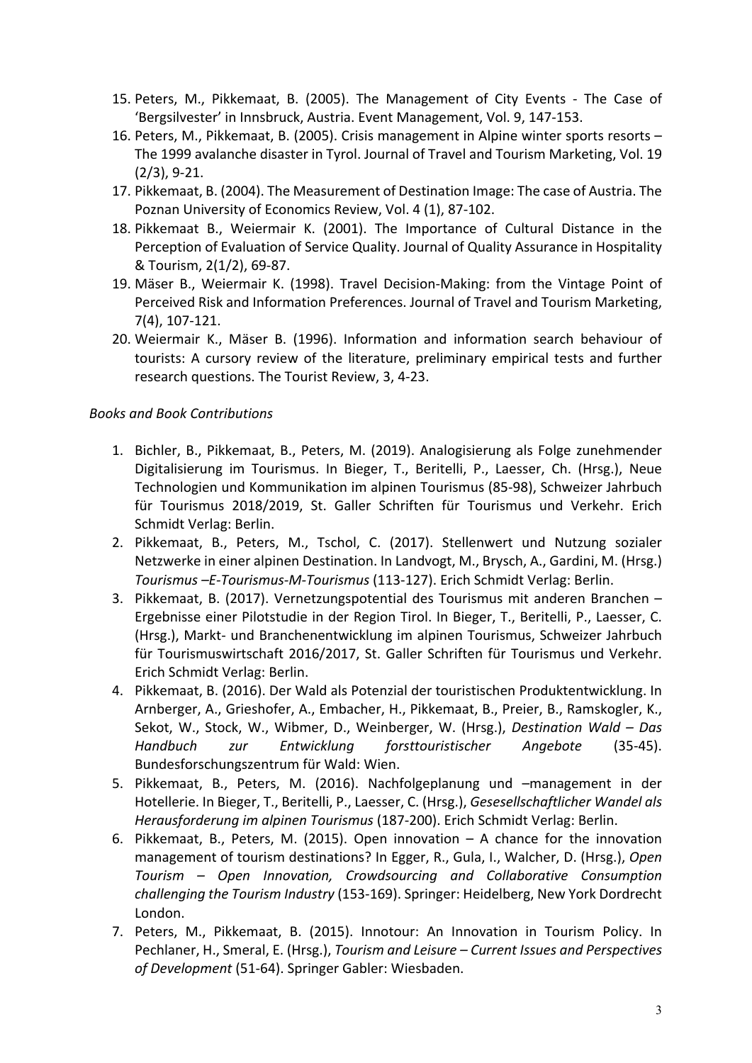15. Peters, M., Pikkemaat, B. (2005). The Management of City Events - The Case of 'Bergsilvester' in Innsbruck, Austria. Event Management, Vol. 9, 147-153.
16. Peters, M., Pikkemaat, B. (2005). Crisis management in Alpine winter sports resorts – The 1999 avalanche disaster in Tyrol. Journal of Travel and Tourism Marketing, Vol. 19 (2/3), 9-21.
17. Pikkemaat, B. (2004). The Measurement of Destination Image: The case of Austria. The Poznan University of Economics Review, Vol. 4 (1), 87-102.
18. Pikkemaat B., Weiermair K. (2001). The Importance of Cultural Distance in the Perception of Evaluation of Service Quality. Journal of Quality Assurance in Hospitality & Tourism, 2(1/2), 69-87.
19. Mäser B., Weiermair K. (1998). Travel Decision-Making: from the Vintage Point of Perceived Risk and Information Preferences. Journal of Travel and Tourism Marketing, 7(4), 107-121.
20. Weiermair K., Mäser B. (1996). Information and information search behaviour of tourists: A cursory review of the literature, preliminary empirical tests and further research questions. The Tourist Review, 3, 4-23.

*Books and Book Contributions*

1. Bichler, B., Pikkemaat, B., Peters, M. (2019). Analogisierung als Folge zunehmender Digitalisierung im Tourismus. In Bieger, T., Beritelli, P., Laesser, Ch. (Hrsg.), Neue Technologien und Kommunikation im alpinen Tourismus (85-98), Schweizer Jahrbuch für Tourismus 2018/2019, St. Galler Schriften für Tourismus und Verkehr. Erich Schmidt Verlag: Berlin.
2. Pikkemaat, B., Peters, M., Tschol, C. (2017). Stellenwert und Nutzung sozialer Netzwerke in einer alpinen Destination. In Landvogt, M., Brysch, A., Gardini, M. (Hrsg.) *Tourismus –E-Tourismus-M-Tourismus* (113-127). Erich Schmidt Verlag: Berlin.
3. Pikkemaat, B. (2017). Vernetzungspotential des Tourismus mit anderen Branchen – Ergebnisse einer Pilotstudie in der Region Tirol. In Bieger, T., Beritelli, P., Laesser, C. (Hrsg.), Markt- und Branchenentwicklung im alpinen Tourismus, Schweizer Jahrbuch für Tourismuswirtschaft 2016/2017, St. Galler Schriften für Tourismus und Verkehr. Erich Schmidt Verlag: Berlin.
4. Pikkemaat, B. (2016). Der Wald als Potenzial der touristischen Produktentwicklung. In Arnberger, A., Grieshofer, A., Embacher, H., Pikkemaat, B., Preier, B., Ramskogler, K., Sekot, W., Stock, W., Wibmer, D., Weinberger, W. (Hrsg.), *Destination Wald – Das Handbuch zur Entwicklung forsttouristischer Angebote* (35-45). Bundesforschungszentrum für Wald: Wien.
5. Pikkemaat, B., Peters, M. (2016). Nachfolgeplanung und –management in der Hotellerie. In Bieger, T., Beritelli, P., Laesser, C. (Hrsg.), *Gesesellschaftlicher Wandel als Herausforderung im alpinen Tourismus* (187-200). Erich Schmidt Verlag: Berlin.
6. Pikkemaat, B., Peters, M. (2015). Open innovation – A chance for the innovation management of tourism destinations? In Egger, R., Gula, I., Walcher, D. (Hrsg.), *Open Tourism – Open Innovation, Crowdsourcing and Collaborative Consumption challenging the Tourism Industry* (153-169). Springer: Heidelberg, New York Dordrecht London.
7. Peters, M., Pikkemaat, B. (2015). Innotour: An Innovation in Tourism Policy. In Pechlaner, H., Smeral, E. (Hrsg.), *Tourism and Leisure – Current Issues and Perspectives of Development* (51-64). Springer Gabler: Wiesbaden.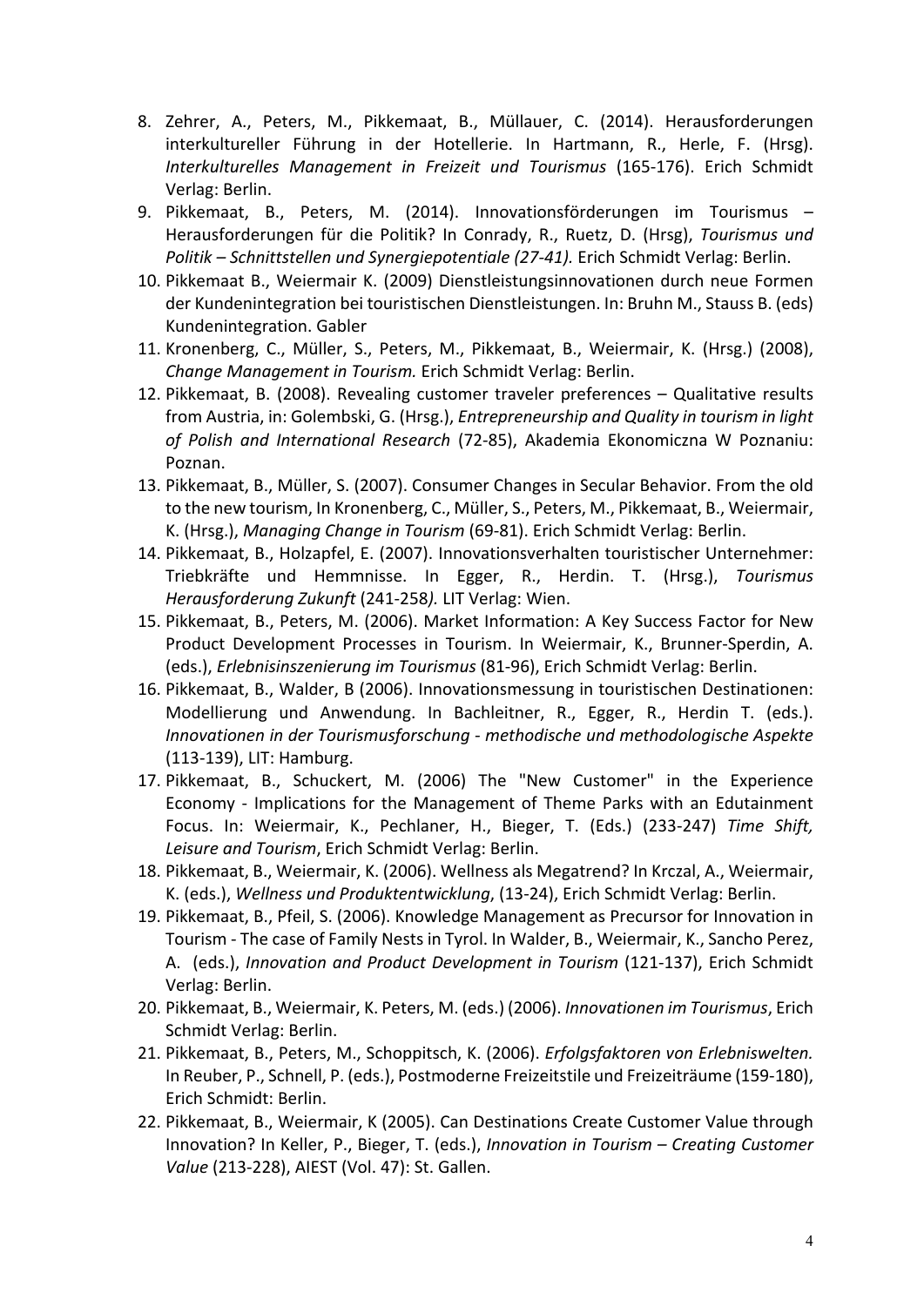8. Zehrer, A., Peters, M., Pikkemaat, B., Müllauer, C. (2014). Herausforderungen interkultureller Führung in der Hotellerie. In Hartmann, R., Herle, F. (Hrsg). *Interkulturelles Management in Freizeit und Tourismus* (165-176). Erich Schmidt Verlag: Berlin.
9. Pikkemaat, B., Peters, M. (2014). Innovationsförderungen im Tourismus – Herausforderungen für die Politik? In Conrady, R., Ruetz, D. (Hrsg), *Tourismus und Politik – Schnittstellen und Synergiepotentiale (27-41).* Erich Schmidt Verlag: Berlin.
10. Pikkemaat B., Weiermair K. (2009) Dienstleistungsinnovationen durch neue Formen der Kundenintegration bei touristischen Dienstleistungen. In: Bruhn M., Stauss B. (eds) Kundenintegration. Gabler
11. Kronenberg, C., Müller, S., Peters, M., Pikkemaat, B., Weiermair, K. (Hrsg.) (2008), *Change Management in Tourism.* Erich Schmidt Verlag: Berlin.
12. Pikkemaat, B. (2008). Revealing customer traveler preferences – Qualitative results from Austria, in: Golembski, G. (Hrsg.), *Entrepreneurship and Quality in tourism in light of Polish and International Research* (72-85), Akademia Ekonomiczna W Poznaniu: Poznan.
13. Pikkemaat, B., Müller, S. (2007). Consumer Changes in Secular Behavior. From the old to the new tourism, In Kronenberg, C., Müller, S., Peters, M., Pikkemaat, B., Weiermair, K. (Hrsg.), *Managing Change in Tourism* (69-81). Erich Schmidt Verlag: Berlin.
14. Pikkemaat, B., Holzapfel, E. (2007). Innovationsverhalten touristischer Unternehmer: Triebkräfte und Hemmnisse. In Egger, R., Herdin. T. (Hrsg.), *Tourismus Herausforderung Zukunft* (241-258*).* LIT Verlag: Wien.
15. Pikkemaat, B., Peters, M. (2006). Market Information: A Key Success Factor for New Product Development Processes in Tourism. In Weiermair, K., Brunner-Sperdin, A. (eds.), *Erlebnisinszenierung im Tourismus* (81-96), Erich Schmidt Verlag: Berlin.
16. Pikkemaat, B., Walder, B (2006). Innovationsmessung in touristischen Destinationen: Modellierung und Anwendung. In Bachleitner, R., Egger, R., Herdin T. (eds.). *Innovationen in der Tourismusforschung - methodische und methodologische Aspekte* (113-139), LIT: Hamburg.
17. Pikkemaat, B., Schuckert, M. (2006) The "New Customer" in the Experience Economy - Implications for the Management of Theme Parks with an Edutainment Focus. In: Weiermair, K., Pechlaner, H., Bieger, T. (Eds.) (233-247) *Time Shift, Leisure and Tourism*, Erich Schmidt Verlag: Berlin.
18. Pikkemaat, B., Weiermair, K. (2006). Wellness als Megatrend? In Krczal, A., Weiermair, K. (eds.), *Wellness und Produktentwicklung*, (13-24), Erich Schmidt Verlag: Berlin.
19. Pikkemaat, B., Pfeil, S. (2006). Knowledge Management as Precursor for Innovation in Tourism - The case of Family Nests in Tyrol. In Walder, B., Weiermair, K., Sancho Perez, A. (eds.), *Innovation and Product Development in Tourism* (121-137), Erich Schmidt Verlag: Berlin.
20. Pikkemaat, B., Weiermair, K. Peters, M. (eds.) (2006). *Innovationen im Tourismus*, Erich Schmidt Verlag: Berlin.
21. Pikkemaat, B., Peters, M., Schoppitsch, K. (2006). *Erfolgsfaktoren von Erlebniswelten.* In Reuber, P., Schnell, P. (eds.), Postmoderne Freizeitstile und Freizeiträume (159-180), Erich Schmidt: Berlin.
22. Pikkemaat, B., Weiermair, K (2005). Can Destinations Create Customer Value through Innovation? In Keller, P., Bieger, T. (eds.), *Innovation in Tourism – Creating Customer Value* (213-228), AIEST (Vol. 47): St. Gallen.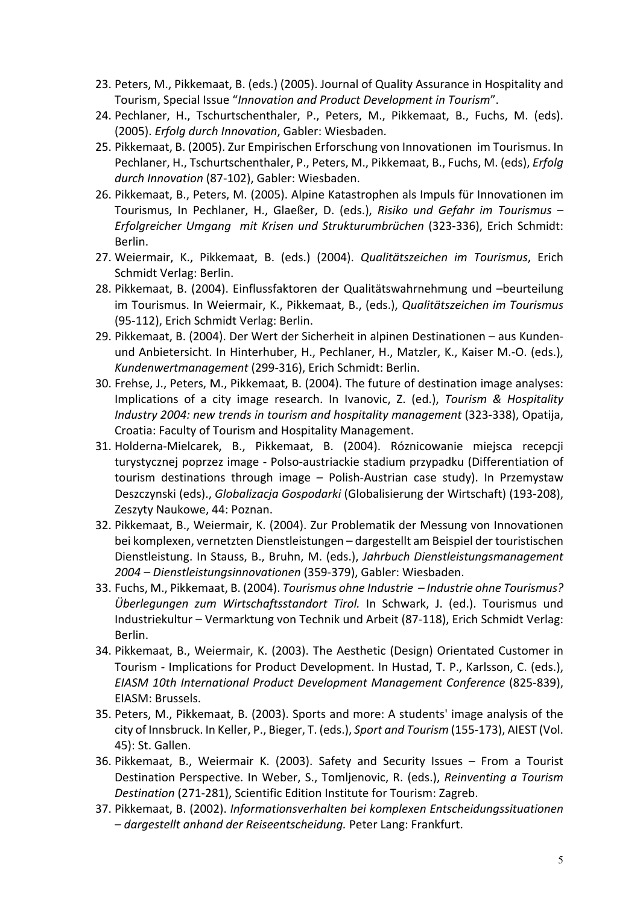23. Peters, M., Pikkemaat, B. (eds.) (2005). Journal of Quality Assurance in Hospitality and Tourism, Special Issue "*Innovation and Product Development in Tourism*".
24. Pechlaner, H., Tschurtschenthaler, P., Peters, M., Pikkemaat, B., Fuchs, M. (eds). (2005). *Erfolg durch Innovation*, Gabler: Wiesbaden.
25. Pikkemaat, B. (2005). Zur Empirischen Erforschung von Innovationen im Tourismus. In Pechlaner, H., Tschurtschenthaler, P., Peters, M., Pikkemaat, B., Fuchs, M. (eds), *Erfolg durch Innovation* (87-102), Gabler: Wiesbaden.
26. Pikkemaat, B., Peters, M. (2005). Alpine Katastrophen als Impuls für Innovationen im Tourismus, In Pechlaner, H., Glaeßer, D. (eds.), *Risiko und Gefahr im Tourismus – Erfolgreicher Umgang mit Krisen und Strukturumbrüchen* (323-336), Erich Schmidt: Berlin.
27. Weiermair, K., Pikkemaat, B. (eds.) (2004). *Qualitätszeichen im Tourismus*, Erich Schmidt Verlag: Berlin.
28. Pikkemaat, B. (2004). Einflussfaktoren der Qualitätswahrnehmung und –beurteilung im Tourismus. In Weiermair, K., Pikkemaat, B., (eds.), *Qualitätszeichen im Tourismus* (95-112), Erich Schmidt Verlag: Berlin.
29. Pikkemaat, B. (2004). Der Wert der Sicherheit in alpinen Destinationen – aus Kunden- und Anbietersicht. In Hinterhuber, H., Pechlaner, H., Matzler, K., Kaiser M.-O. (eds.), *Kundenwertmanagement* (299-316), Erich Schmidt: Berlin.
30. Frehse, J., Peters, M., Pikkemaat, B. (2004). The future of destination image analyses: Implications of a city image research. In Ivanovic, Z. (ed.), *Tourism & Hospitality Industry 2004: new trends in tourism and hospitality management* (323-338), Opatija, Croatia: Faculty of Tourism and Hospitality Management.
31. Holderna-Mielcarek, B., Pikkemaat, B. (2004). Róznicowanie miejsca recepcji turystycznej poprzez image - Polso-austriackie stadium przypadku (Differentiation of tourism destinations through image – Polish-Austrian case study). In Przemystaw Deszczynski (eds)., *Globalizacja Gospodarki* (Globalisierung der Wirtschaft) (193-208), Zeszyty Naukowe, 44: Poznan.
32. Pikkemaat, B., Weiermair, K. (2004). Zur Problematik der Messung von Innovationen bei komplexen, vernetzten Dienstleistungen – dargestellt am Beispiel der touristischen Dienstleistung. In Stauss, B., Bruhn, M. (eds.), *Jahrbuch Dienstleistungsmanagement 2004 – Dienstleistungsinnovationen* (359-379), Gabler: Wiesbaden.
33. Fuchs, M., Pikkemaat, B. (2004). *Tourismus ohne Industrie – Industrie ohne Tourismus? Überlegungen zum Wirtschaftsstandort Tirol.* In Schwark, J. (ed.). Tourismus und Industriekultur – Vermarktung von Technik und Arbeit (87-118), Erich Schmidt Verlag: Berlin.
34. Pikkemaat, B., Weiermair, K. (2003). The Aesthetic (Design) Orientated Customer in Tourism - Implications for Product Development. In Hustad, T. P., Karlsson, C. (eds.), *EIASM 10th International Product Development Management Conference* (825-839), EIASM: Brussels.
35. Peters, M., Pikkemaat, B. (2003). Sports and more: A students' image analysis of the city of Innsbruck. In Keller, P., Bieger, T. (eds.), *Sport and Tourism* (155-173), AIEST (Vol. 45): St. Gallen.
36. Pikkemaat, B., Weiermair K. (2003). Safety and Security Issues – From a Tourist Destination Perspective. In Weber, S., Tomljenovic, R. (eds.), *Reinventing a Tourism Destination* (271-281), Scientific Edition Institute for Tourism: Zagreb.
37. Pikkemaat, B. (2002). *Informationsverhalten bei komplexen Entscheidungssituationen – dargestellt anhand der Reiseentscheidung.* Peter Lang: Frankfurt.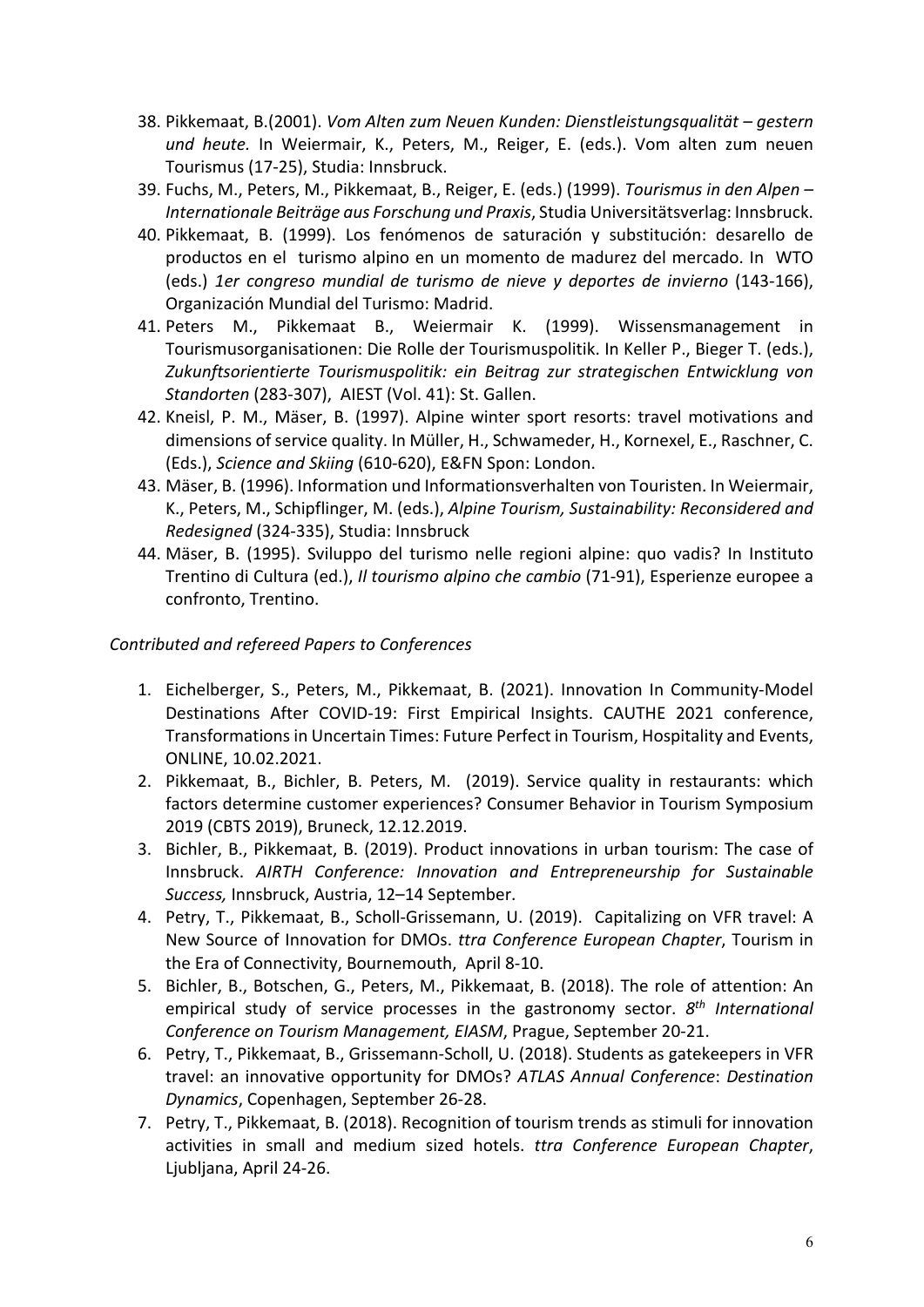38. Pikkemaat, B.(2001). *Vom Alten zum Neuen Kunden: Dienstleistungsqualität – gestern und heute.* In Weiermair, K., Peters, M., Reiger, E. (eds.). Vom alten zum neuen Tourismus (17-25), Studia: Innsbruck.
39. Fuchs, M., Peters, M., Pikkemaat, B., Reiger, E. (eds.) (1999). *Tourismus in den Alpen – Internationale Beiträge aus Forschung und Praxis*, Studia Universitätsverlag: Innsbruck.
40. Pikkemaat, B. (1999). Los fenómenos de saturación y substitución: desarello de productos en el turismo alpino en un momento de madurez del mercado. In WTO (eds.) *1er congreso mundial de turismo de nieve y deportes de invierno* (143-166), Organización Mundial del Turismo: Madrid.
41. Peters M., Pikkemaat B., Weiermair K. (1999). Wissensmanagement in Tourismusorganisationen: Die Rolle der Tourismuspolitik. In Keller P., Bieger T. (eds.), *Zukunftsorientierte Tourismuspolitik: ein Beitrag zur strategischen Entwicklung von Standorten* (283-307), AIEST (Vol. 41): St. Gallen.
42. Kneisl, P. M., Mäser, B. (1997). Alpine winter sport resorts: travel motivations and dimensions of service quality. In Müller, H., Schwameder, H., Kornexel, E., Raschner, C. (Eds.), *Science and Skiing* (610-620), E&FN Spon: London.
43. Mäser, B. (1996). Information und Informationsverhalten von Touristen. In Weiermair, K., Peters, M., Schipflinger, M. (eds.), *Alpine Tourism, Sustainability: Reconsidered and Redesigned* (324-335), Studia: Innsbruck
44. Mäser, B. (1995). Sviluppo del turismo nelle regioni alpine: quo vadis? In Instituto Trentino di Cultura (ed.), *Il tourismo alpino che cambio* (71-91), Esperienze europee a confronto, Trentino.

*Contributed and refereed Papers to Conferences*

1. Eichelberger, S., Peters, M., Pikkemaat, B. (2021). Innovation In Community-Model Destinations After COVID-19: First Empirical Insights. CAUTHE 2021 conference, Transformations in Uncertain Times: Future Perfect in Tourism, Hospitality and Events, ONLINE, 10.02.2021.
2. Pikkemaat, B., Bichler, B. Peters, M. (2019). Service quality in restaurants: which factors determine customer experiences? Consumer Behavior in Tourism Symposium 2019 (CBTS 2019), Bruneck, 12.12.2019.
3. Bichler, B., Pikkemaat, B. (2019). Product innovations in urban tourism: The case of Innsbruck. *AIRTH Conference: Innovation and Entrepreneurship for Sustainable Success,* Innsbruck, Austria, 12–14 September.
4. Petry, T., Pikkemaat, B., Scholl-Grissemann, U. (2019). Capitalizing on VFR travel: A New Source of Innovation for DMOs. *ttra Conference European Chapter*, Tourism in the Era of Connectivity, Bournemouth, April 8-10.
5. Bichler, B., Botschen, G., Peters, M., Pikkemaat, B. (2018). The role of attention: An empirical study of service processes in the gastronomy sector. *8th International Conference on Tourism Management, EIASM*, Prague, September 20-21.
6. Petry, T., Pikkemaat, B., Grissemann-Scholl, U. (2018). Students as gatekeepers in VFR travel: an innovative opportunity for DMOs? *ATLAS Annual Conference*: *Destination Dynamics*, Copenhagen, September 26-28.
7. Petry, T., Pikkemaat, B. (2018). Recognition of tourism trends as stimuli for innovation activities in small and medium sized hotels. *ttra Conference European Chapter*, Ljubljana, April 24-26.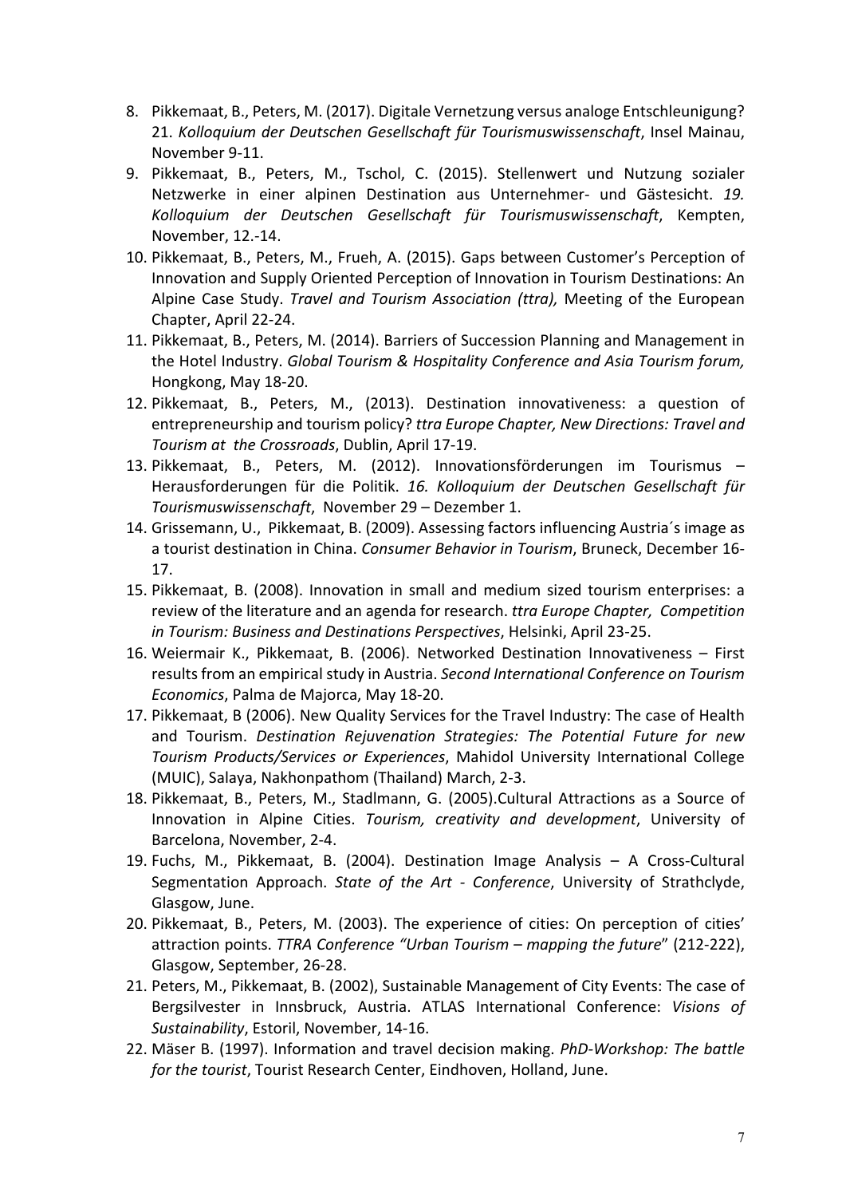8. Pikkemaat, B., Peters, M. (2017). Digitale Vernetzung versus analoge Entschleunigung? 21. *Kolloquium der Deutschen Gesellschaft für Tourismuswissenschaft*, Insel Mainau, November 9-11.
9. Pikkemaat, B., Peters, M., Tschol, C. (2015). Stellenwert und Nutzung sozialer Netzwerke in einer alpinen Destination aus Unternehmer- und Gästesicht. *19. Kolloquium der Deutschen Gesellschaft für Tourismuswissenschaft*, Kempten, November, 12.-14.
10. Pikkemaat, B., Peters, M., Frueh, A. (2015). Gaps between Customer's Perception of Innovation and Supply Oriented Perception of Innovation in Tourism Destinations: An Alpine Case Study. *Travel and Tourism Association (ttra),* Meeting of the European Chapter, April 22-24.
11. Pikkemaat, B., Peters, M. (2014). Barriers of Succession Planning and Management in the Hotel Industry. *Global Tourism & Hospitality Conference and Asia Tourism forum,* Hongkong, May 18-20.
12. Pikkemaat, B., Peters, M., (2013). Destination innovativeness: a question of entrepreneurship and tourism policy? *ttra Europe Chapter, New Directions: Travel and Tourism at the Crossroads*, Dublin, April 17-19.
13. Pikkemaat, B., Peters, M. (2012). Innovationsförderungen im Tourismus – Herausforderungen für die Politik. *16. Kolloquium der Deutschen Gesellschaft für Tourismuswissenschaft*, November 29 – Dezember 1.
14. Grissemann, U., Pikkemaat, B. (2009). Assessing factors influencing Austria´s image as a tourist destination in China. *Consumer Behavior in Tourism*, Bruneck, December 16-17.
15. Pikkemaat, B. (2008). Innovation in small and medium sized tourism enterprises: a review of the literature and an agenda for research. *ttra Europe Chapter, Competition in Tourism: Business and Destinations Perspectives*, Helsinki, April 23-25.
16. Weiermair K., Pikkemaat, B. (2006). Networked Destination Innovativeness – First results from an empirical study in Austria. *Second International Conference on Tourism Economics*, Palma de Majorca, May 18-20.
17. Pikkemaat, B (2006). New Quality Services for the Travel Industry: The case of Health and Tourism. *Destination Rejuvenation Strategies: The Potential Future for new Tourism Products/Services or Experiences*, Mahidol University International College (MUIC), Salaya, Nakhonpathom (Thailand) March, 2-3.
18. Pikkemaat, B., Peters, M., Stadlmann, G. (2005).Cultural Attractions as a Source of Innovation in Alpine Cities. *Tourism, creativity and development*, University of Barcelona, November, 2-4.
19. Fuchs, M., Pikkemaat, B. (2004). Destination Image Analysis – A Cross-Cultural Segmentation Approach. *State of the Art - Conference*, University of Strathclyde, Glasgow, June.
20. Pikkemaat, B., Peters, M. (2003). The experience of cities: On perception of cities' attraction points. *TTRA Conference "Urban Tourism – mapping the future*" (212-222), Glasgow, September, 26-28.
21. Peters, M., Pikkemaat, B. (2002), Sustainable Management of City Events: The case of Bergsilvester in Innsbruck, Austria. ATLAS International Conference: *Visions of Sustainability*, Estoril, November, 14-16.
22. Mäser B. (1997). Information and travel decision making. *PhD-Workshop: The battle for the tourist*, Tourist Research Center, Eindhoven, Holland, June.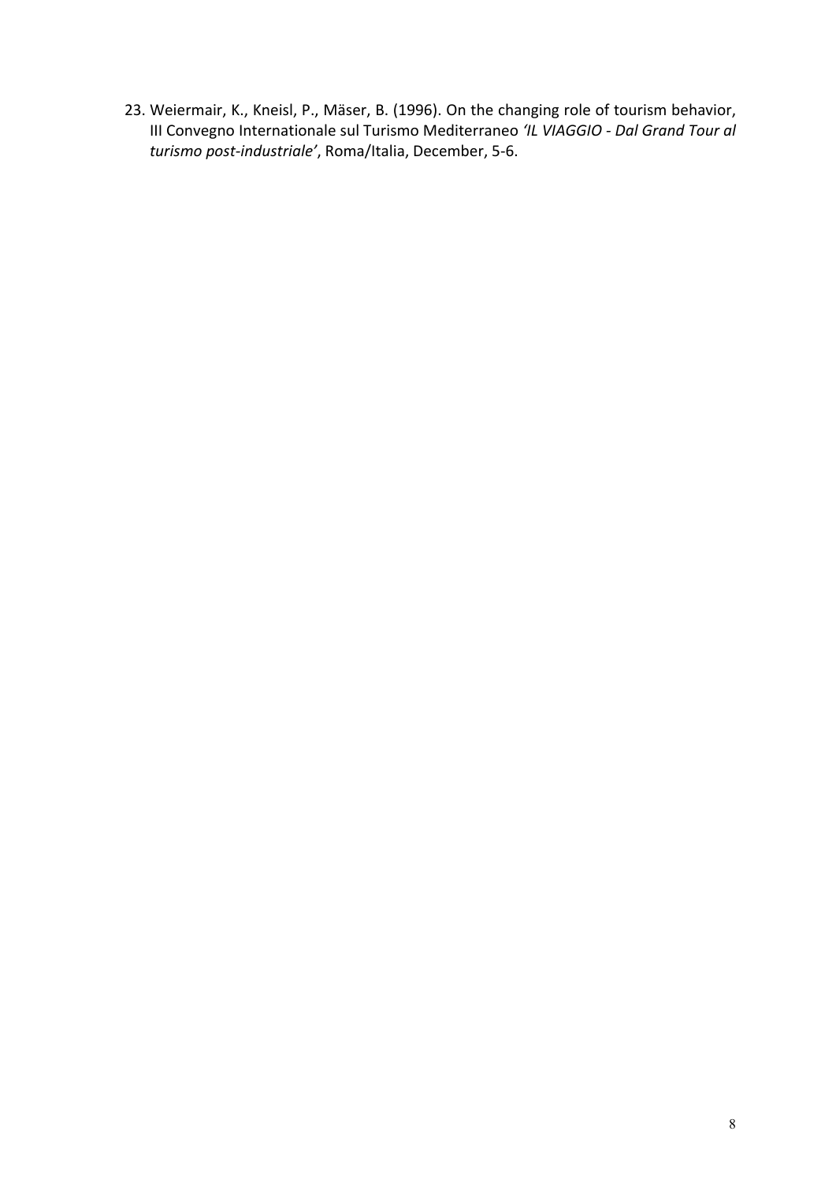23. Weiermair, K., Kneisl, P., Mäser, B. (1996). On the changing role of tourism behavior, III Convegno Internationale sul Turismo Mediterraneo *'IL VIAGGIO - Dal Grand Tour al turismo post-industriale'*, Roma/Italia, December, 5-6.